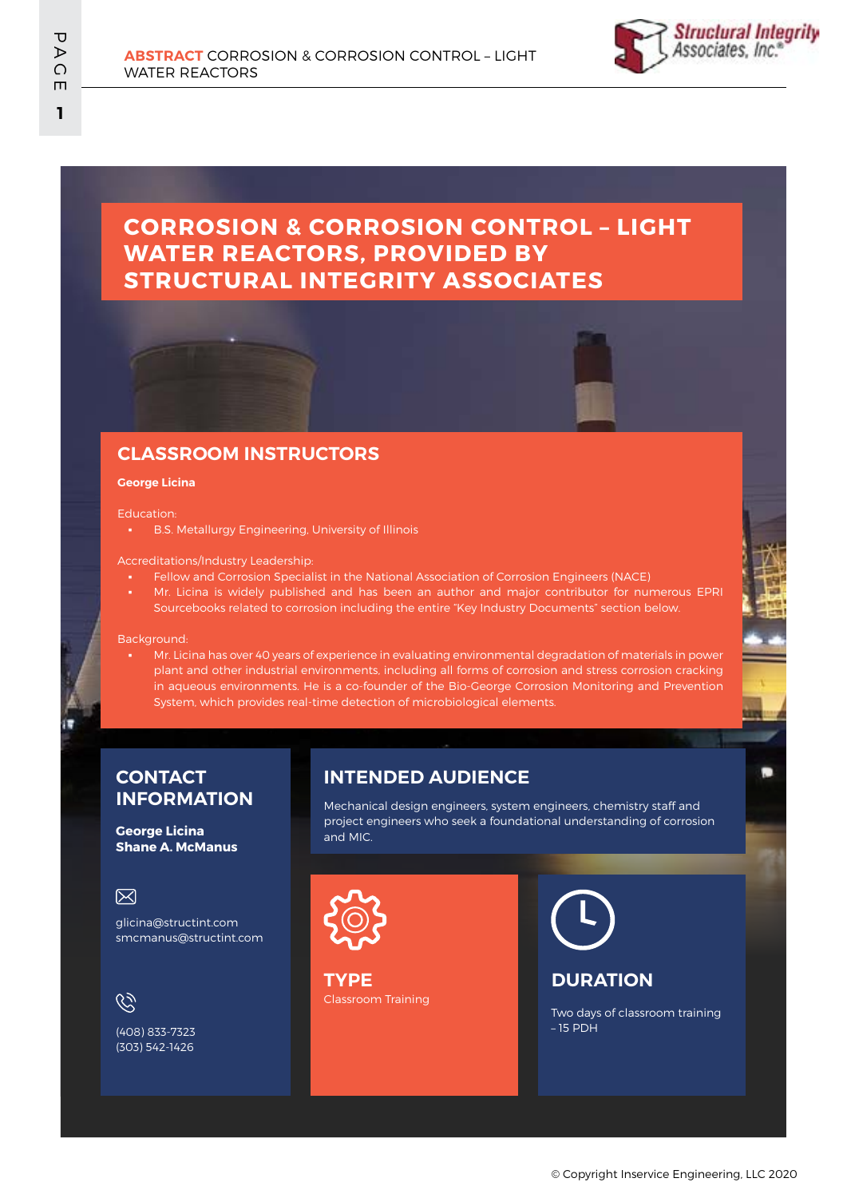# CORROSION & CORROSION CONTROL – LIGHT WATER REACTORS, PROVIDED BY STRUCTURAL INTEGRITY ASSOCIATES

## CLASSROOM INSTRUCTORS

**George Licina**

Education:

- B.S. Metallurgy Engineering, University of Illinois

Accreditations/Industry Leadership:

- Fellow and Corrosion Specialist in the National Association of Corrosion Engineers (NACE)
- Mr. Licina is widely published and has been an author and major contributor for numerous EPRI Sourcebooks related to corrosion including the entire "Key Industry Documents" section below.

Background:

- Mr. Licina has over 40 years of experience in evaluating environmental degradation of materials in power plant and other industrial environments, including all forms of corrosion and stress corrosion cracking in aqueous environments. He is a co-founder of the Bio-George Corrosion Monitoring and Prevention System, which provides real-time detection of microbiological elements.

## CONTACT INFORMATION

**George Licina**
**Shane A. McManus**

glicina@structint.com
smcmanus@structint.com

(408) 833-7323
(303) 542-1426

## INTENDED AUDIENCE

Mechanical design engineers, system engineers, chemistry staff and project engineers who seek a foundational understanding of corrosion and MIC.

## TYPE

Classroom Training

## DURATION

Two days of classroom training – 15 PDH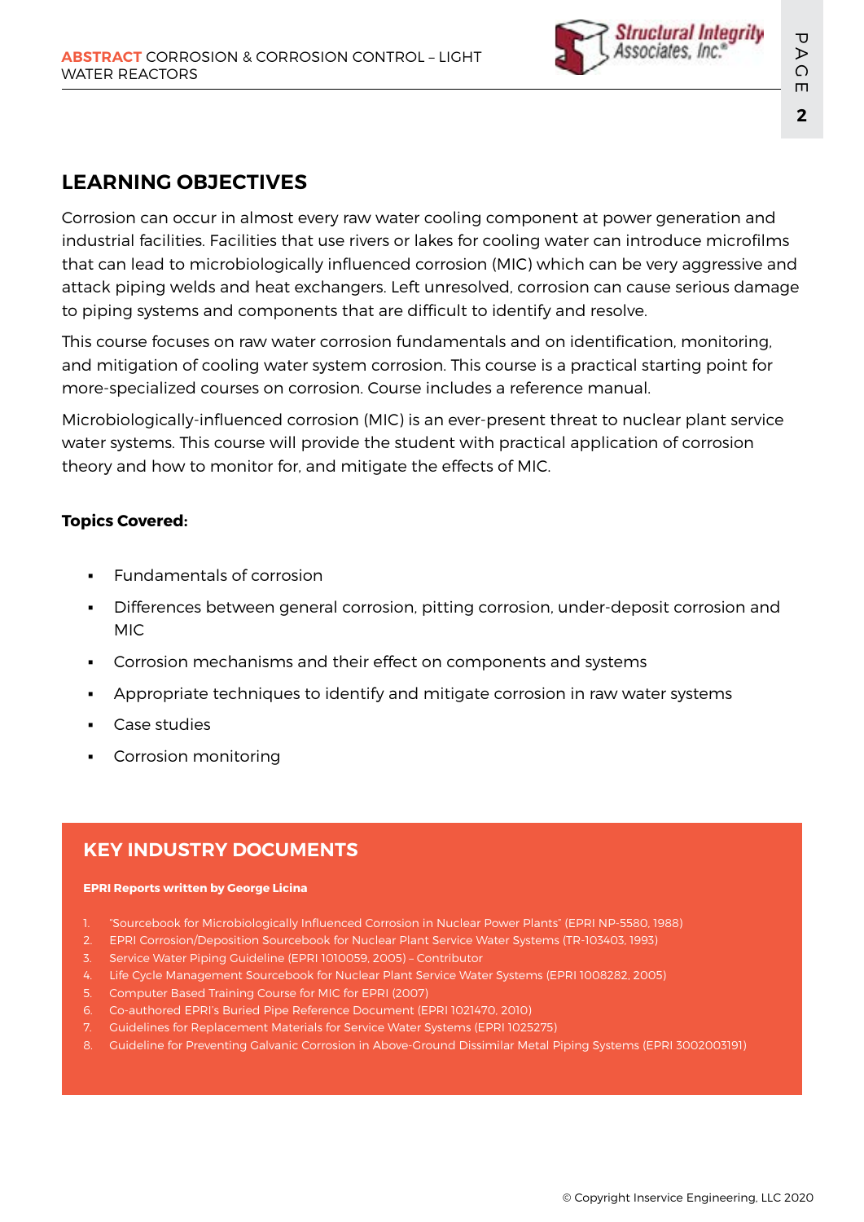## LEARNING OBJECTIVES

Corrosion can occur in almost every raw water cooling component at power generation and industrial facilities. Facilities that use rivers or lakes for cooling water can introduce microfilms that can lead to microbiologically influenced corrosion (MIC) which can be very aggressive and attack piping welds and heat exchangers. Left unresolved, corrosion can cause serious damage to piping systems and components that are difficult to identify and resolve.

This course focuses on raw water corrosion fundamentals and on identification, monitoring, and mitigation of cooling water system corrosion. This course is a practical starting point for more-specialized courses on corrosion. Course includes a reference manual.

Microbiologically-influenced corrosion (MIC) is an ever-present threat to nuclear plant service water systems. This course will provide the student with practical application of corrosion theory and how to monitor for, and mitigate the effects of MIC.

**Topics Covered:**

- Fundamentals of corrosion
- Differences between general corrosion, pitting corrosion, under-deposit corrosion and MIC
- Corrosion mechanisms and their effect on components and systems
- Appropriate techniques to identify and mitigate corrosion in raw water systems
- Case studies
- Corrosion monitoring

## KEY INDUSTRY DOCUMENTS

**EPRI Reports written by George Licina**

1. "Sourcebook for Microbiologically Influenced Corrosion in Nuclear Power Plants" (EPRI NP-5580, 1988)
2. EPRI Corrosion/Deposition Sourcebook for Nuclear Plant Service Water Systems (TR-103403, 1993)
3. Service Water Piping Guideline (EPRI 1010059, 2005) – Contributor
4. Life Cycle Management Sourcebook for Nuclear Plant Service Water Systems (EPRI 1008282, 2005)
5. Computer Based Training Course for MIC for EPRI (2007)
6. Co-authored EPRI's Buried Pipe Reference Document (EPRI 1021470, 2010)
7. Guidelines for Replacement Materials for Service Water Systems (EPRI 1025275)
8. Guideline for Preventing Galvanic Corrosion in Above-Ground Dissimilar Metal Piping Systems (EPRI 3002003191)